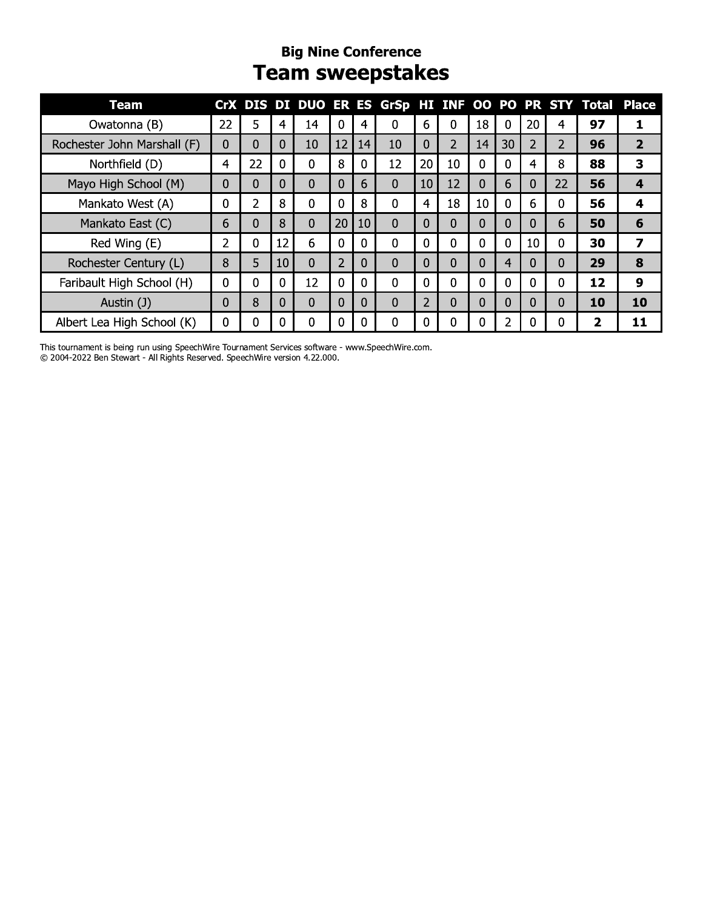## Big Nine Conference

# Team sweepstakes

| Team | CrX | DIS | DI | DUO | ER | ES | GrSp | HI | INF | OO | PO | PR | STY | Total | Place |
|---|---|---|---|---|---|---|---|---|---|---|---|---|---|---|---|
| Owatonna (B) | 22 | 5 | 4 | 14 | 0 | 4 | 0 | 6 | 0 | 18 | 0 | 20 | 4 | **97** | **1** |
| Rochester John Marshall (F) | 0 | 0 | 0 | 10 | 12 | 14 | 10 | 0 | 2 | 14 | 30 | 2 | 2 | **96** | **2** |
| Northfield (D) | 4 | 22 | 0 | 0 | 8 | 0 | 12 | 20 | 10 | 0 | 0 | 4 | 8 | **88** | **3** |
| Mayo High School (M) | 0 | 0 | 0 | 0 | 0 | 6 | 0 | 10 | 12 | 0 | 6 | 0 | 22 | **56** | **4** |
| Mankato West (A) | 0 | 2 | 8 | 0 | 0 | 8 | 0 | 4 | 18 | 10 | 0 | 6 | 0 | **56** | **4** |
| Mankato East (C) | 6 | 0 | 8 | 0 | 20 | 10 | 0 | 0 | 0 | 0 | 0 | 0 | 6 | **50** | **6** |
| Red Wing (E) | 2 | 0 | 12 | 6 | 0 | 0 | 0 | 0 | 0 | 0 | 0 | 10 | 0 | **30** | **7** |
| Rochester Century (L) | 8 | 5 | 10 | 0 | 2 | 0 | 0 | 0 | 0 | 0 | 4 | 0 | 0 | **29** | **8** |
| Faribault High School (H) | 0 | 0 | 0 | 12 | 0 | 0 | 0 | 0 | 0 | 0 | 0 | 0 | 0 | **12** | **9** |
| Austin (J) | 0 | 8 | 0 | 0 | 0 | 0 | 0 | 2 | 0 | 0 | 0 | 0 | 0 | **10** | **10** |
| Albert Lea High School (K) | 0 | 0 | 0 | 0 | 0 | 0 | 0 | 0 | 0 | 0 | 2 | 0 | 0 | **2** | **11** |

This tournament is being run using SpeechWire Tournament Services software - www.SpeechWire.com.
© 2004-2022 Ben Stewart - All Rights Reserved. SpeechWire version 4.22.000.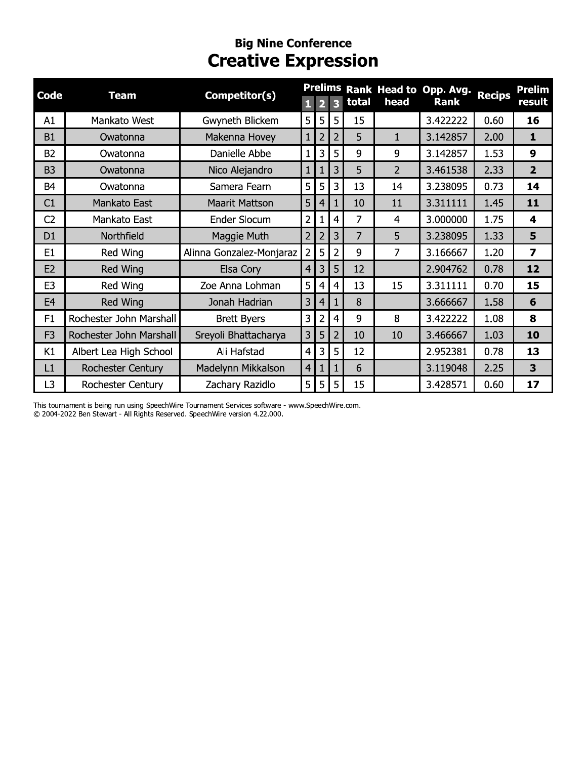## Big Nine Conference

# Creative Expression

| Code | Team | Competitor(s) | Prelims 1 | Prelims 2 | Prelims 3 | Rank total | Head to head | Opp. Avg. Rank | Recips | Prelim result |
|---|---|---|---|---|---|---|---|---|---|---|
| A1 | Mankato West | Gwyneth Blickem | 5 | 5 | 5 | 15 | | 3.422222 | 0.60 | **16** |
| B1 | Owatonna | Makenna Hovey | 1 | 2 | 2 | 5 | 1 | 3.142857 | 2.00 | **1** |
| B2 | Owatonna | Danielle Abbe | 1 | 3 | 5 | 9 | 9 | 3.142857 | 1.53 | **9** |
| B3 | Owatonna | Nico Alejandro | 1 | 1 | 3 | 5 | 2 | 3.461538 | 2.33 | **2** |
| B4 | Owatonna | Samera Fearn | 5 | 5 | 3 | 13 | 14 | 3.238095 | 0.73 | **14** |
| C1 | Mankato East | Maarit Mattson | 5 | 4 | 1 | 10 | 11 | 3.311111 | 1.45 | **11** |
| C2 | Mankato East | Ender Slocum | 2 | 1 | 4 | 7 | 4 | 3.000000 | 1.75 | **4** |
| D1 | Northfield | Maggie Muth | 2 | 2 | 3 | 7 | 5 | 3.238095 | 1.33 | **5** |
| E1 | Red Wing | Alinna Gonzalez-Monjaraz | 2 | 5 | 2 | 9 | 7 | 3.166667 | 1.20 | **7** |
| E2 | Red Wing | Elsa Cory | 4 | 3 | 5 | 12 | | 2.904762 | 0.78 | **12** |
| E3 | Red Wing | Zoe Anna Lohman | 5 | 4 | 4 | 13 | 15 | 3.311111 | 0.70 | **15** |
| E4 | Red Wing | Jonah Hadrian | 3 | 4 | 1 | 8 | | 3.666667 | 1.58 | **6** |
| F1 | Rochester John Marshall | Brett Byers | 3 | 2 | 4 | 9 | 8 | 3.422222 | 1.08 | **8** |
| F3 | Rochester John Marshall | Sreyoli Bhattacharya | 3 | 5 | 2 | 10 | 10 | 3.466667 | 1.03 | **10** |
| K1 | Albert Lea High School | Ali Hafstad | 4 | 3 | 5 | 12 | | 2.952381 | 0.78 | **13** |
| L1 | Rochester Century | Madelynn Mikkalson | 4 | 1 | 1 | 6 | | 3.119048 | 2.25 | **3** |
| L3 | Rochester Century | Zachary Razidlo | 5 | 5 | 5 | 15 | | 3.428571 | 0.60 | **17** |

This tournament is being run using SpeechWire Tournament Services software - www.SpeechWire.com.
© 2004-2022 Ben Stewart - All Rights Reserved. SpeechWire version 4.22.000.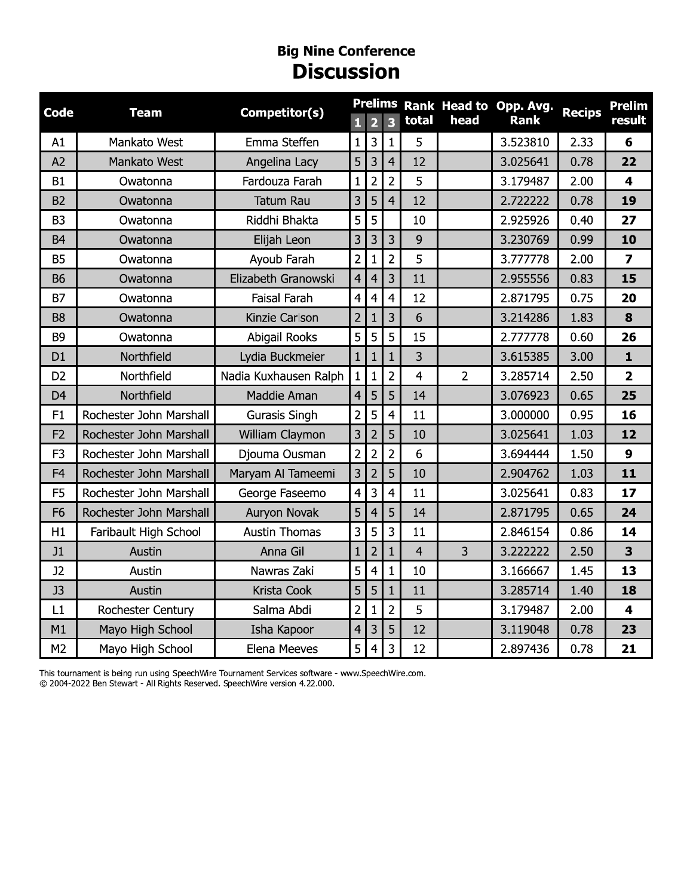## Big Nine Conference

# Discussion

| Code | Team | Competitor(s) | Prelims | | | Rank total | Head to head | Opp. Avg. Rank | Recips | Prelim result |
|---|---|---|---|---|---|---|---|---|---|---|
| | | | 1 | 2 | 3 | | | | | |
| A1 | Mankato West | Emma Steffen | 1 | 3 | 1 | 5 | | 3.523810 | 2.33 | **6** |
| A2 | Mankato West | Angelina Lacy | 5 | 3 | 4 | 12 | | 3.025641 | 0.78 | **22** |
| B1 | Owatonna | Fardouza Farah | 1 | 2 | 2 | 5 | | 3.179487 | 2.00 | **4** |
| B2 | Owatonna | Tatum Rau | 3 | 5 | 4 | 12 | | 2.722222 | 0.78 | **19** |
| B3 | Owatonna | Riddhi Bhakta | 5 | 5 | | 10 | | 2.925926 | 0.40 | **27** |
| B4 | Owatonna | Elijah Leon | 3 | 3 | 3 | 9 | | 3.230769 | 0.99 | **10** |
| B5 | Owatonna | Ayoub Farah | 2 | 1 | 2 | 5 | | 3.777778 | 2.00 | **7** |
| B6 | Owatonna | Elizabeth Granowski | 4 | 4 | 3 | 11 | | 2.955556 | 0.83 | **15** |
| B7 | Owatonna | Faisal Farah | 4 | 4 | 4 | 12 | | 2.871795 | 0.75 | **20** |
| B8 | Owatonna | Kinzie Carlson | 2 | 1 | 3 | 6 | | 3.214286 | 1.83 | **8** |
| B9 | Owatonna | Abigail Rooks | 5 | 5 | 5 | 15 | | 2.777778 | 0.60 | **26** |
| D1 | Northfield | Lydia Buckmeier | 1 | 1 | 1 | 3 | | 3.615385 | 3.00 | **1** |
| D2 | Northfield | Nadia Kuxhausen Ralph | 1 | 1 | 2 | 4 | 2 | 3.285714 | 2.50 | **2** |
| D4 | Northfield | Maddie Aman | 4 | 5 | 5 | 14 | | 3.076923 | 0.65 | **25** |
| F1 | Rochester John Marshall | Gurasis Singh | 2 | 5 | 4 | 11 | | 3.000000 | 0.95 | **16** |
| F2 | Rochester John Marshall | William Claymon | 3 | 2 | 5 | 10 | | 3.025641 | 1.03 | **12** |
| F3 | Rochester John Marshall | Djouma Ousman | 2 | 2 | 2 | 6 | | 3.694444 | 1.50 | **9** |
| F4 | Rochester John Marshall | Maryam Al Tameemi | 3 | 2 | 5 | 10 | | 2.904762 | 1.03 | **11** |
| F5 | Rochester John Marshall | George Faseemo | 4 | 3 | 4 | 11 | | 3.025641 | 0.83 | **17** |
| F6 | Rochester John Marshall | Auryon Novak | 5 | 4 | 5 | 14 | | 2.871795 | 0.65 | **24** |
| H1 | Faribault High School | Austin Thomas | 3 | 5 | 3 | 11 | | 2.846154 | 0.86 | **14** |
| J1 | Austin | Anna Gil | 1 | 2 | 1 | 4 | 3 | 3.222222 | 2.50 | **3** |
| J2 | Austin | Nawras Zaki | 5 | 4 | 1 | 10 | | 3.166667 | 1.45 | **13** |
| J3 | Austin | Krista Cook | 5 | 5 | 1 | 11 | | 3.285714 | 1.40 | **18** |
| L1 | Rochester Century | Salma Abdi | 2 | 1 | 2 | 5 | | 3.179487 | 2.00 | **4** |
| M1 | Mayo High School | Isha Kapoor | 4 | 3 | 5 | 12 | | 3.119048 | 0.78 | **23** |
| M2 | Mayo High School | Elena Meeves | 5 | 4 | 3 | 12 | | 2.897436 | 0.78 | **21** |

This tournament is being run using SpeechWire Tournament Services software - www.SpeechWire.com.
© 2004-2022 Ben Stewart - All Rights Reserved. SpeechWire version 4.22.000.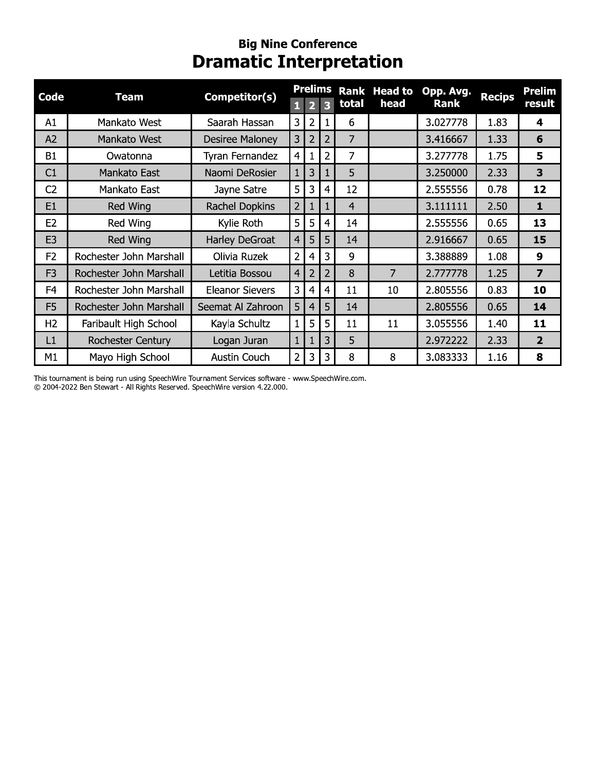## Big Nine Conference

# Dramatic Interpretation

| Code | Team | Competitor(s) | Prelims | | | Rank total | Head to head | Opp. Avg. Rank | Recips | Prelim result |
|---|---|---|---|---|---|---|---|---|---|---|
| | | | 1 | 2 | 3 | | | | | |
| A1 | Mankato West | Saarah Hassan | 3 | 2 | 1 | 6 | | 3.027778 | 1.83 | **4** |
| A2 | Mankato West | Desiree Maloney | 3 | 2 | 2 | 7 | | 3.416667 | 1.33 | **6** |
| B1 | Owatonna | Tyran Fernandez | 4 | 1 | 2 | 7 | | 3.277778 | 1.75 | **5** |
| C1 | Mankato East | Naomi DeRosier | 1 | 3 | 1 | 5 | | 3.250000 | 2.33 | **3** |
| C2 | Mankato East | Jayne Satre | 5 | 3 | 4 | 12 | | 2.555556 | 0.78 | **12** |
| E1 | Red Wing | Rachel Dopkins | 2 | 1 | 1 | 4 | | 3.111111 | 2.50 | **1** |
| E2 | Red Wing | Kylie Roth | 5 | 5 | 4 | 14 | | 2.555556 | 0.65 | **13** |
| E3 | Red Wing | Harley DeGroat | 4 | 5 | 5 | 14 | | 2.916667 | 0.65 | **15** |
| F2 | Rochester John Marshall | Olivia Ruzek | 2 | 4 | 3 | 9 | | 3.388889 | 1.08 | **9** |
| F3 | Rochester John Marshall | Letitia Bossou | 4 | 2 | 2 | 8 | 7 | 2.777778 | 1.25 | **7** |
| F4 | Rochester John Marshall | Eleanor Sievers | 3 | 4 | 4 | 11 | 10 | 2.805556 | 0.83 | **10** |
| F5 | Rochester John Marshall | Seemat Al Zahroon | 5 | 4 | 5 | 14 | | 2.805556 | 0.65 | **14** |
| H2 | Faribault High School | Kayla Schultz | 1 | 5 | 5 | 11 | 11 | 3.055556 | 1.40 | **11** |
| L1 | Rochester Century | Logan Juran | 1 | 1 | 3 | 5 | | 2.972222 | 2.33 | **2** |
| M1 | Mayo High School | Austin Couch | 2 | 3 | 3 | 8 | 8 | 3.083333 | 1.16 | **8** |

This tournament is being run using SpeechWire Tournament Services software - www.SpeechWire.com.
© 2004-2022 Ben Stewart - All Rights Reserved. SpeechWire version 4.22.000.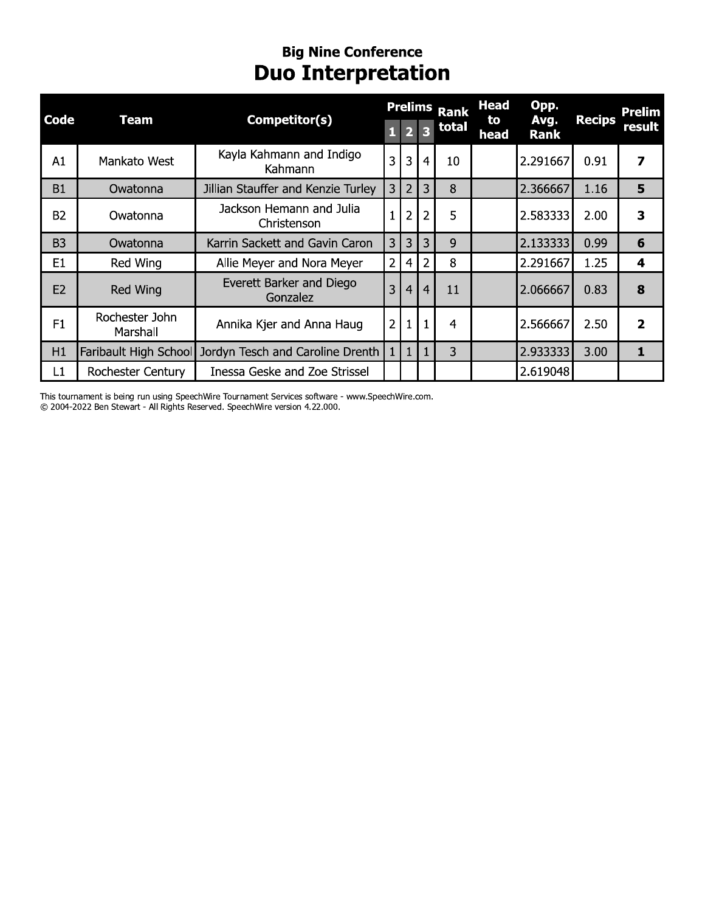## Big Nine Conference

# Duo Interpretation

| Code | Team | Competitor(s) | Prelims | | | Rank total | Head to head | Opp. Avg. Rank | Recips | Prelim result |
|---|---|---|---|---|---|---|---|---|---|---|
| | | | 1 | 2 | 3 | | | | | |
| A1 | Mankato West | Kayla Kahmann and Indigo Kahmann | 3 | 3 | 4 | 10 | | 2.291667 | 0.91 | **7** |
| B1 | Owatonna | Jillian Stauffer and Kenzie Turley | 3 | 2 | 3 | 8 | | 2.366667 | 1.16 | **5** |
| B2 | Owatonna | Jackson Hemann and Julia Christenson | 1 | 2 | 2 | 5 | | 2.583333 | 2.00 | **3** |
| B3 | Owatonna | Karrin Sackett and Gavin Caron | 3 | 3 | 3 | 9 | | 2.133333 | 0.99 | **6** |
| E1 | Red Wing | Allie Meyer and Nora Meyer | 2 | 4 | 2 | 8 | | 2.291667 | 1.25 | **4** |
| E2 | Red Wing | Everett Barker and Diego Gonzalez | 3 | 4 | 4 | 11 | | 2.066667 | 0.83 | **8** |
| F1 | Rochester John Marshall | Annika Kjer and Anna Haug | 2 | 1 | 1 | 4 | | 2.566667 | 2.50 | **2** |
| H1 | Faribault High School | Jordyn Tesch and Caroline Drenth | 1 | 1 | 1 | 3 | | 2.933333 | 3.00 | **1** |
| L1 | Rochester Century | Inessa Geske and Zoe Strissel | | | | | | 2.619048 | | |

This tournament is being run using SpeechWire Tournament Services software - www.SpeechWire.com.
© 2004-2022 Ben Stewart - All Rights Reserved. SpeechWire version 4.22.000.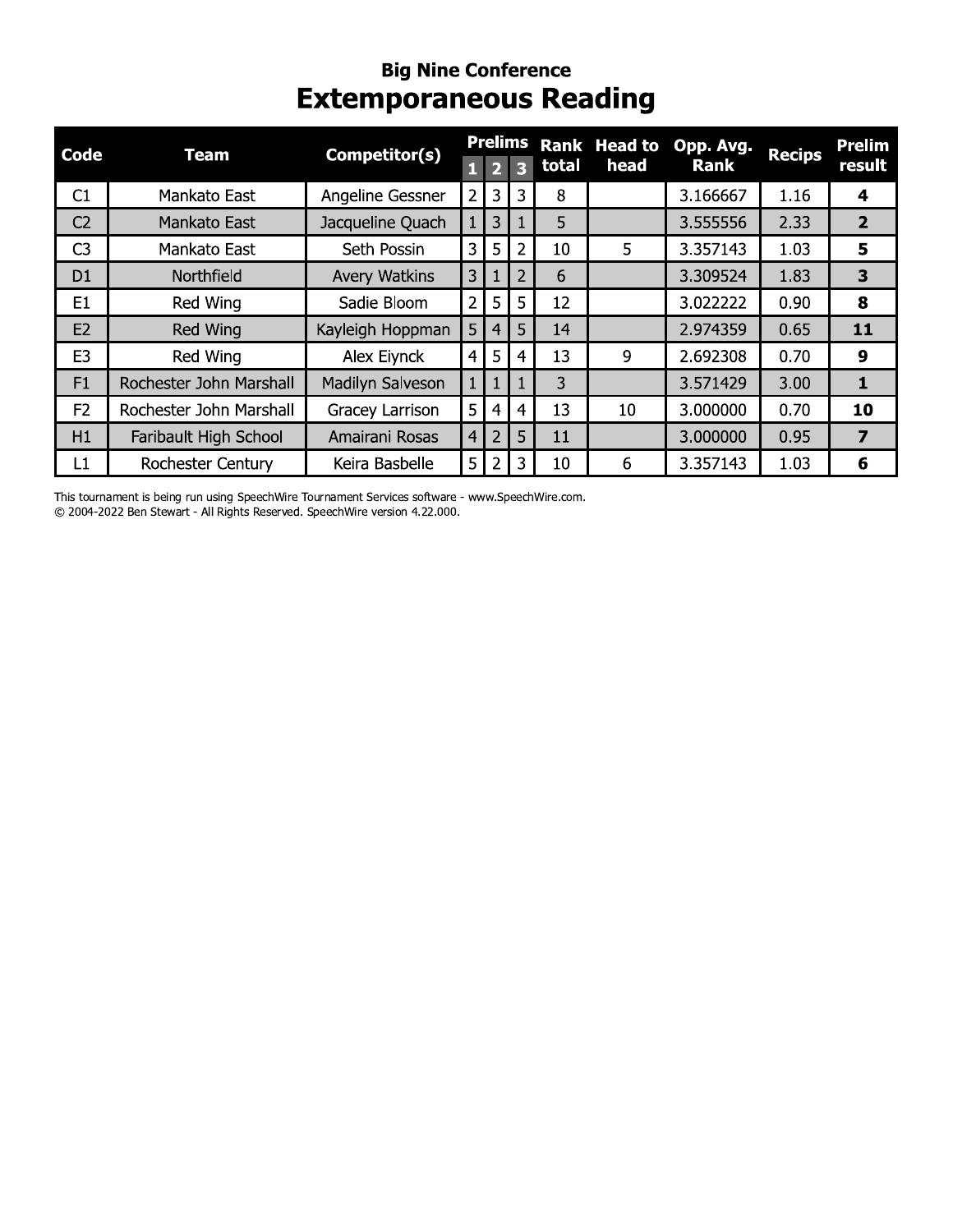## Big Nine Conference

# Extemporaneous Reading

| Code | Team | Competitor(s) | Prelims 1 | Prelims 2 | Prelims 3 | Rank total | Head to head | Opp. Avg. Rank | Recips | Prelim result |
|---|---|---|---|---|---|---|---|---|---|---|
| C1 | Mankato East | Angeline Gessner | 2 | 3 | 3 | 8 | | 3.166667 | 1.16 | **4** |
| C2 | Mankato East | Jacqueline Quach | 1 | 3 | 1 | 5 | | 3.555556 | 2.33 | **2** |
| C3 | Mankato East | Seth Possin | 3 | 5 | 2 | 10 | 5 | 3.357143 | 1.03 | **5** |
| D1 | Northfield | Avery Watkins | 3 | 1 | 2 | 6 | | 3.309524 | 1.83 | **3** |
| E1 | Red Wing | Sadie Bloom | 2 | 5 | 5 | 12 | | 3.022222 | 0.90 | **8** |
| E2 | Red Wing | Kayleigh Hoppman | 5 | 4 | 5 | 14 | | 2.974359 | 0.65 | **11** |
| E3 | Red Wing | Alex Eiynck | 4 | 5 | 4 | 13 | 9 | 2.692308 | 0.70 | **9** |
| F1 | Rochester John Marshall | Madilyn Salveson | 1 | 1 | 1 | 3 | | 3.571429 | 3.00 | **1** |
| F2 | Rochester John Marshall | Gracey Larrison | 5 | 4 | 4 | 13 | 10 | 3.000000 | 0.70 | **10** |
| H1 | Faribault High School | Amairani Rosas | 4 | 2 | 5 | 11 | | 3.000000 | 0.95 | **7** |
| L1 | Rochester Century | Keira Basbelle | 5 | 2 | 3 | 10 | 6 | 3.357143 | 1.03 | **6** |

This tournament is being run using SpeechWire Tournament Services software - www.SpeechWire.com.
© 2004-2022 Ben Stewart - All Rights Reserved. SpeechWire version 4.22.000.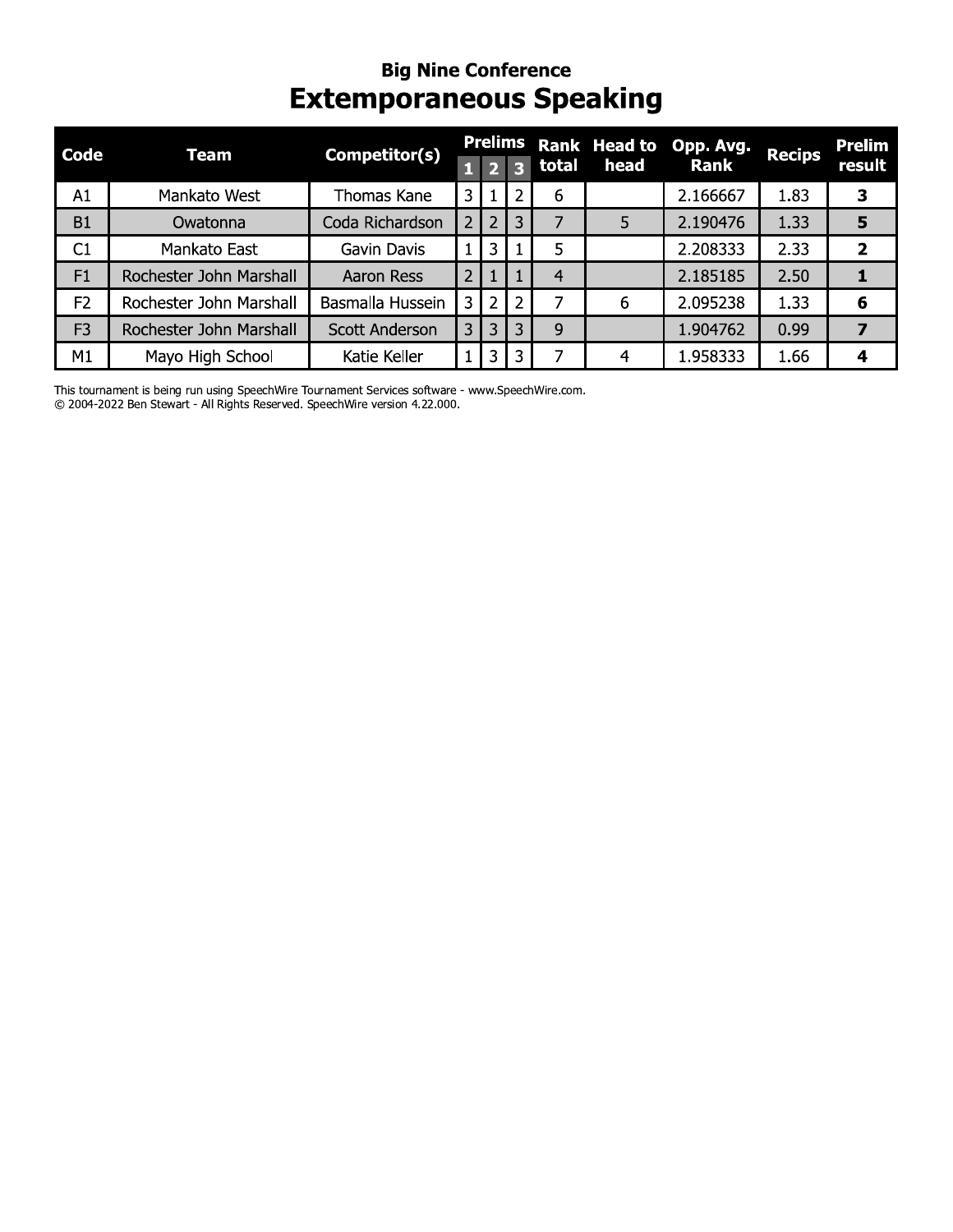## Big Nine Conference

# Extemporaneous Speaking

| Code | Team | Competitor(s) | Prelims | | | Rank total | Head to head | Opp. Avg. Rank | Recips | Prelim result |
|---|---|---|---|---|---|---|---|---|---|---|
| | | | 1 | 2 | 3 | | | | | |
| A1 | Mankato West | Thomas Kane | 3 | 1 | 2 | 6 | | 2.166667 | 1.83 | **3** |
| B1 | Owatonna | Coda Richardson | 2 | 2 | 3 | 7 | 5 | 2.190476 | 1.33 | **5** |
| C1 | Mankato East | Gavin Davis | 1 | 3 | 1 | 5 | | 2.208333 | 2.33 | **2** |
| F1 | Rochester John Marshall | Aaron Ress | 2 | 1 | 1 | 4 | | 2.185185 | 2.50 | **1** |
| F2 | Rochester John Marshall | Basmalla Hussein | 3 | 2 | 2 | 7 | 6 | 2.095238 | 1.33 | **6** |
| F3 | Rochester John Marshall | Scott Anderson | 3 | 3 | 3 | 9 | | 1.904762 | 0.99 | **7** |
| M1 | Mayo High School | Katie Keller | 1 | 3 | 3 | 7 | 4 | 1.958333 | 1.66 | **4** |

This tournament is being run using SpeechWire Tournament Services software - www.SpeechWire.com.
© 2004-2022 Ben Stewart - All Rights Reserved. SpeechWire version 4.22.000.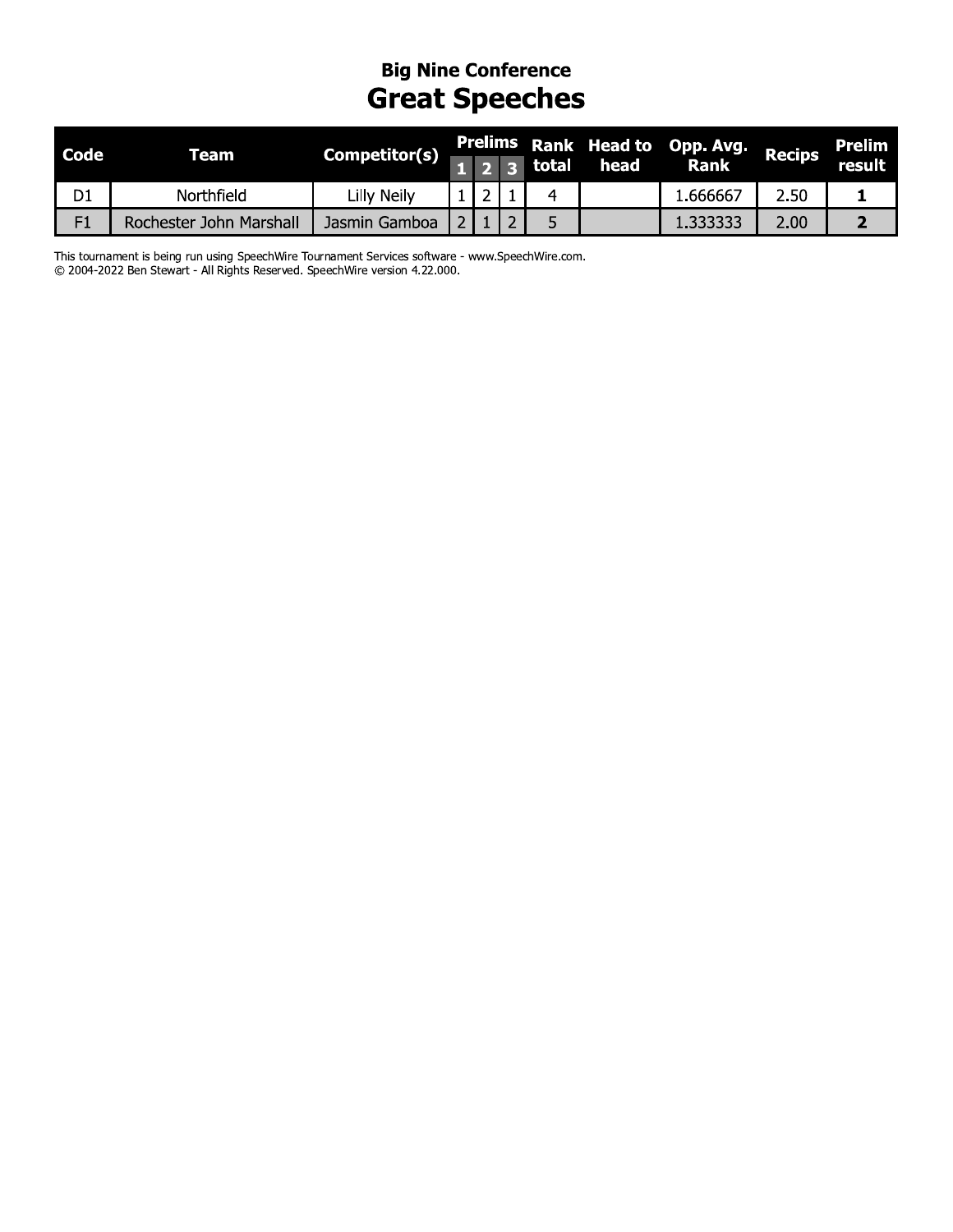## Big Nine Conference

# Great Speeches

| Code | Team | Competitor(s) | Prelims | | | Rank total | Head to head | Opp. Avg. Rank | Recips | Prelim result |
|---|---|---|---|---|---|---|---|---|---|---|
| | | | 1 | 2 | 3 | | | | | |
| D1 | Northfield | Lilly Neily | 1 | 2 | 1 | 4 | | 1.666667 | 2.50 | **1** |
| F1 | Rochester John Marshall | Jasmin Gamboa | 2 | 1 | 2 | 5 | | 1.333333 | 2.00 | **2** |

This tournament is being run using SpeechWire Tournament Services software - www.SpeechWire.com.
© 2004-2022 Ben Stewart - All Rights Reserved. SpeechWire version 4.22.000.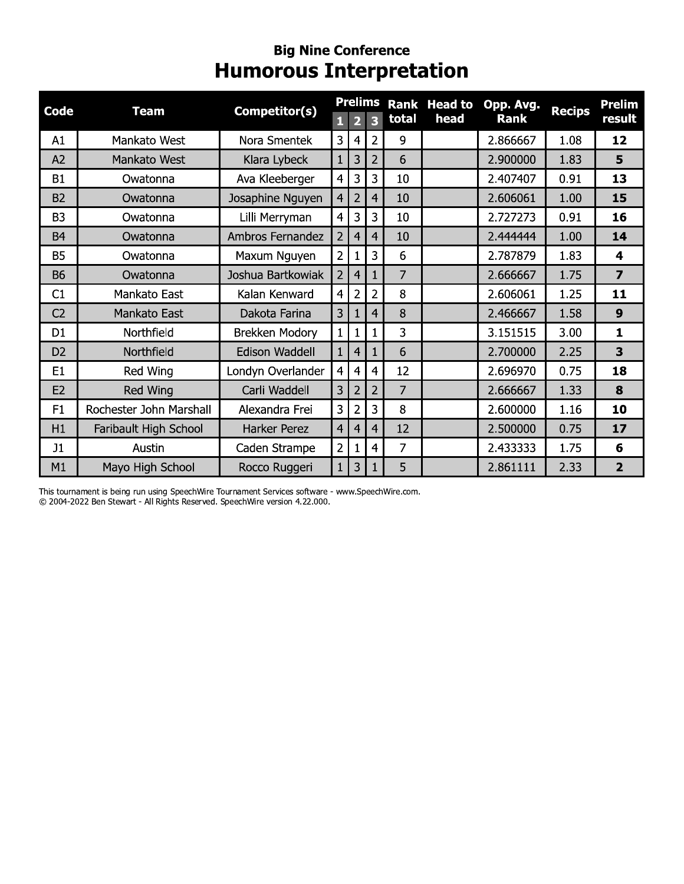## Big Nine Conference

# Humorous Interpretation

| Code | Team | Competitor(s) | Prelims | | | Rank total | Head to head | Opp. Avg. Rank | Recips | Prelim result |
|---|---|---|---|---|---|---|---|---|---|---|
| | | | 1 | 2 | 3 | | | | | |
| A1 | Mankato West | Nora Smentek | 3 | 4 | 2 | 9 | | 2.866667 | 1.08 | **12** |
| A2 | Mankato West | Klara Lybeck | 1 | 3 | 2 | 6 | | 2.900000 | 1.83 | **5** |
| B1 | Owatonna | Ava Kleeberger | 4 | 3 | 3 | 10 | | 2.407407 | 0.91 | **13** |
| B2 | Owatonna | Josaphine Nguyen | 4 | 2 | 4 | 10 | | 2.606061 | 1.00 | **15** |
| B3 | Owatonna | Lilli Merryman | 4 | 3 | 3 | 10 | | 2.727273 | 0.91 | **16** |
| B4 | Owatonna | Ambros Fernandez | 2 | 4 | 4 | 10 | | 2.444444 | 1.00 | **14** |
| B5 | Owatonna | Maxum Nguyen | 2 | 1 | 3 | 6 | | 2.787879 | 1.83 | **4** |
| B6 | Owatonna | Joshua Bartkowiak | 2 | 4 | 1 | 7 | | 2.666667 | 1.75 | **7** |
| C1 | Mankato East | Kalan Kenward | 4 | 2 | 2 | 8 | | 2.606061 | 1.25 | **11** |
| C2 | Mankato East | Dakota Farina | 3 | 1 | 4 | 8 | | 2.466667 | 1.58 | **9** |
| D1 | Northfield | Brekken Modory | 1 | 1 | 1 | 3 | | 3.151515 | 3.00 | **1** |
| D2 | Northfield | Edison Waddell | 1 | 4 | 1 | 6 | | 2.700000 | 2.25 | **3** |
| E1 | Red Wing | Londyn Overlander | 4 | 4 | 4 | 12 | | 2.696970 | 0.75 | **18** |
| E2 | Red Wing | Carli Waddell | 3 | 2 | 2 | 7 | | 2.666667 | 1.33 | **8** |
| F1 | Rochester John Marshall | Alexandra Frei | 3 | 2 | 3 | 8 | | 2.600000 | 1.16 | **10** |
| H1 | Faribault High School | Harker Perez | 4 | 4 | 4 | 12 | | 2.500000 | 0.75 | **17** |
| J1 | Austin | Caden Strampe | 2 | 1 | 4 | 7 | | 2.433333 | 1.75 | **6** |
| M1 | Mayo High School | Rocco Ruggeri | 1 | 3 | 1 | 5 | | 2.861111 | 2.33 | **2** |

This tournament is being run using SpeechWire Tournament Services software - www.SpeechWire.com.
© 2004-2022 Ben Stewart - All Rights Reserved. SpeechWire version 4.22.000.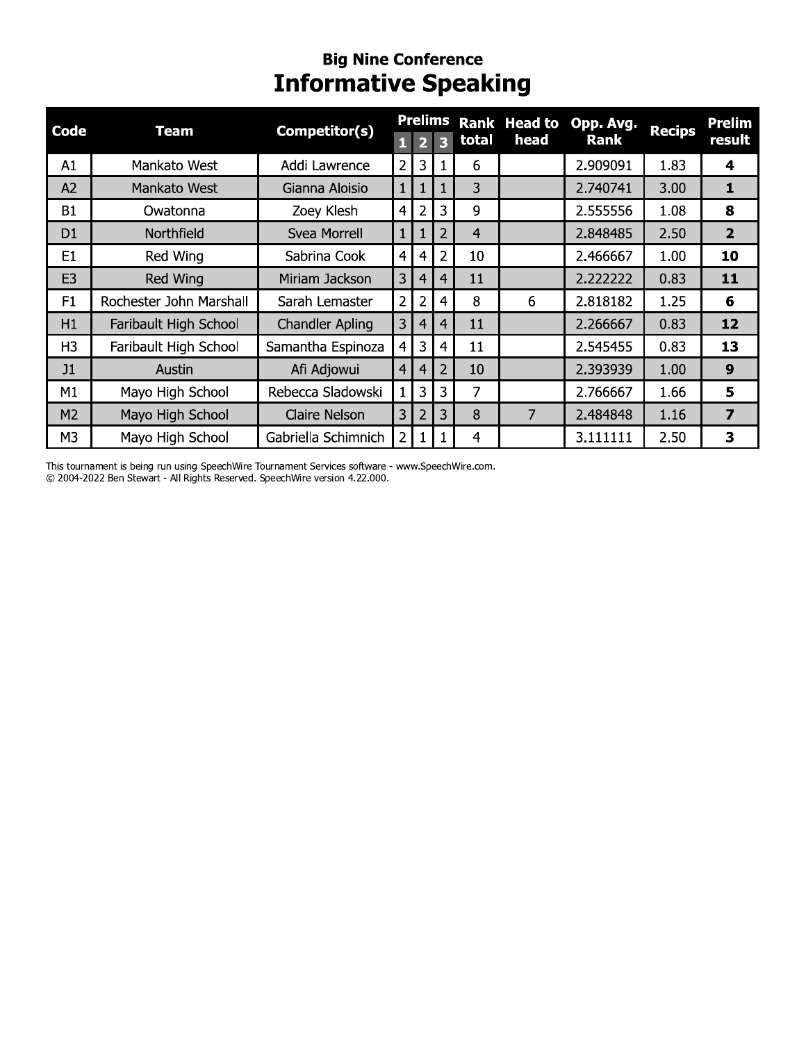### Big Nine Conference

# Informative Speaking

| Code | Team | Competitor(s) | Prelims | | | Rank total | Head to head | Opp. Avg. Rank | Recips | Prelim result |
|---|---|---|---|---|---|---|---|---|---|---|
| | | | 1 | 2 | 3 | | | | | |
| A1 | Mankato West | Addi Lawrence | 2 | 3 | 1 | 6 | | 2.909091 | 1.83 | **4** |
| A2 | Mankato West | Gianna Aloisio | 1 | 1 | 1 | 3 | | 2.740741 | 3.00 | **1** |
| B1 | Owatonna | Zoey Klesh | 4 | 2 | 3 | 9 | | 2.555556 | 1.08 | **8** |
| D1 | Northfield | Svea Morrell | 1 | 1 | 2 | 4 | | 2.848485 | 2.50 | **2** |
| E1 | Red Wing | Sabrina Cook | 4 | 4 | 2 | 10 | | 2.466667 | 1.00 | **10** |
| E3 | Red Wing | Miriam Jackson | 3 | 4 | 4 | 11 | | 2.222222 | 0.83 | **11** |
| F1 | Rochester John Marshall | Sarah Lemaster | 2 | 2 | 4 | 8 | 6 | 2.818182 | 1.25 | **6** |
| H1 | Faribault High School | Chandler Apling | 3 | 4 | 4 | 11 | | 2.266667 | 0.83 | **12** |
| H3 | Faribault High School | Samantha Espinoza | 4 | 3 | 4 | 11 | | 2.545455 | 0.83 | **13** |
| J1 | Austin | Afi Adjowui | 4 | 4 | 2 | 10 | | 2.393939 | 1.00 | **9** |
| M1 | Mayo High School | Rebecca Sladowski | 1 | 3 | 3 | 7 | | 2.766667 | 1.66 | **5** |
| M2 | Mayo High School | Claire Nelson | 3 | 2 | 3 | 8 | 7 | 2.484848 | 1.16 | **7** |
| M3 | Mayo High School | Gabriella Schimnich | 2 | 1 | 1 | 4 | | 3.111111 | 2.50 | **3** |

This tournament is being run using SpeechWire Tournament Services software - www.SpeechWire.com.
© 2004-2022 Ben Stewart - All Rights Reserved. SpeechWire version 4.22.000.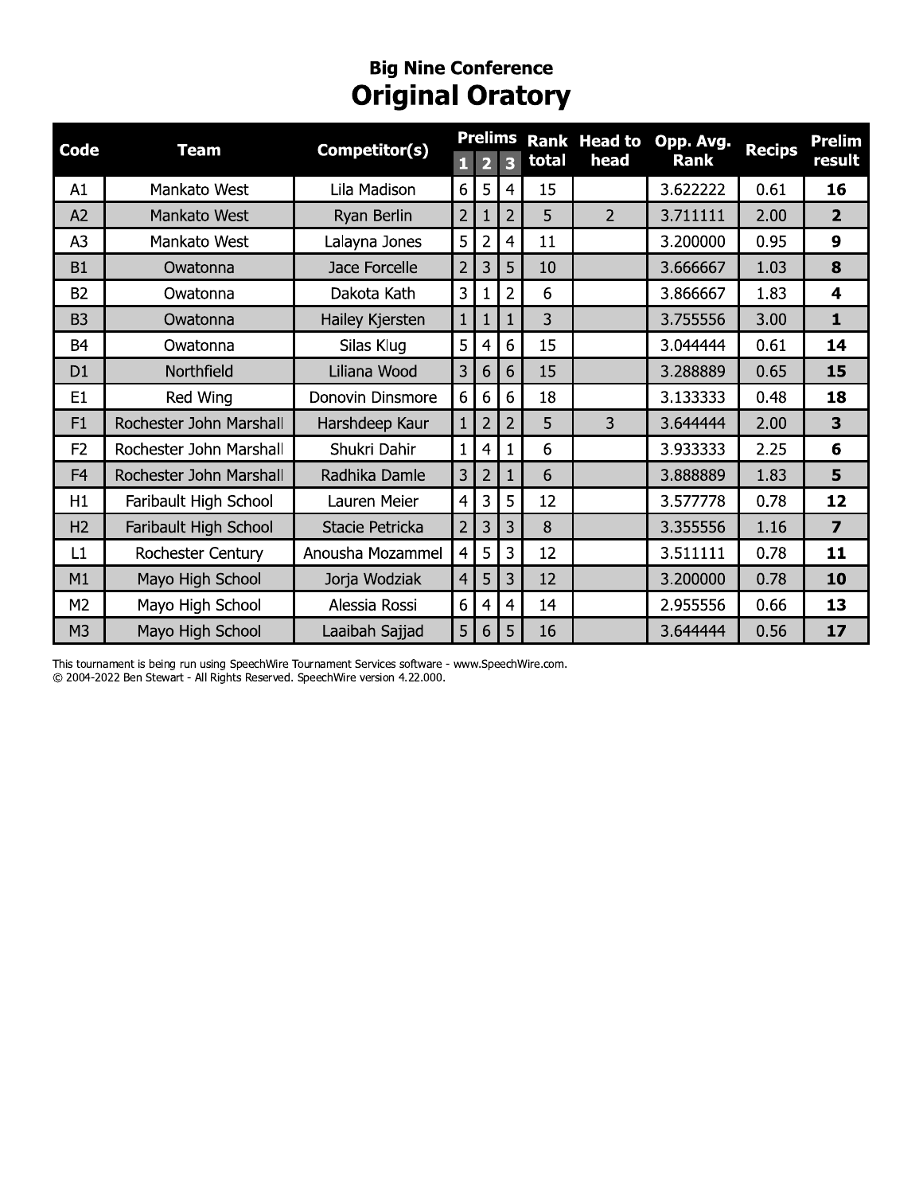## Big Nine Conference

# Original Oratory

| Code | Team | Competitor(s) | Prelims 1 | Prelims 2 | Prelims 3 | Rank total | Head to head | Opp. Avg. Rank | Recips | Prelim result |
|---|---|---|---|---|---|---|---|---|---|---|
| A1 | Mankato West | Lila Madison | 6 | 5 | 4 | 15 | | 3.622222 | 0.61 | **16** |
| A2 | Mankato West | Ryan Berlin | 2 | 1 | 2 | 5 | 2 | 3.711111 | 2.00 | **2** |
| A3 | Mankato West | Lalayna Jones | 5 | 2 | 4 | 11 | | 3.200000 | 0.95 | **9** |
| B1 | Owatonna | Jace Forcelle | 2 | 3 | 5 | 10 | | 3.666667 | 1.03 | **8** |
| B2 | Owatonna | Dakota Kath | 3 | 1 | 2 | 6 | | 3.866667 | 1.83 | **4** |
| B3 | Owatonna | Hailey Kjersten | 1 | 1 | 1 | 3 | | 3.755556 | 3.00 | **1** |
| B4 | Owatonna | Silas Klug | 5 | 4 | 6 | 15 | | 3.044444 | 0.61 | **14** |
| D1 | Northfield | Liliana Wood | 3 | 6 | 6 | 15 | | 3.288889 | 0.65 | **15** |
| E1 | Red Wing | Donovin Dinsmore | 6 | 6 | 6 | 18 | | 3.133333 | 0.48 | **18** |
| F1 | Rochester John Marshall | Harshdeep Kaur | 1 | 2 | 2 | 5 | 3 | 3.644444 | 2.00 | **3** |
| F2 | Rochester John Marshall | Shukri Dahir | 1 | 4 | 1 | 6 | | 3.933333 | 2.25 | **6** |
| F4 | Rochester John Marshall | Radhika Damle | 3 | 2 | 1 | 6 | | 3.888889 | 1.83 | **5** |
| H1 | Faribault High School | Lauren Meier | 4 | 3 | 5 | 12 | | 3.577778 | 0.78 | **12** |
| H2 | Faribault High School | Stacie Petricka | 2 | 3 | 3 | 8 | | 3.355556 | 1.16 | **7** |
| L1 | Rochester Century | Anousha Mozammel | 4 | 5 | 3 | 12 | | 3.511111 | 0.78 | **11** |
| M1 | Mayo High School | Jorja Wodziak | 4 | 5 | 3 | 12 | | 3.200000 | 0.78 | **10** |
| M2 | Mayo High School | Alessia Rossi | 6 | 4 | 4 | 14 | | 2.955556 | 0.66 | **13** |
| M3 | Mayo High School | Laaibah Sajjad | 5 | 6 | 5 | 16 | | 3.644444 | 0.56 | **17** |

This tournament is being run using SpeechWire Tournament Services software - www.SpeechWire.com.
© 2004-2022 Ben Stewart - All Rights Reserved. SpeechWire version 4.22.000.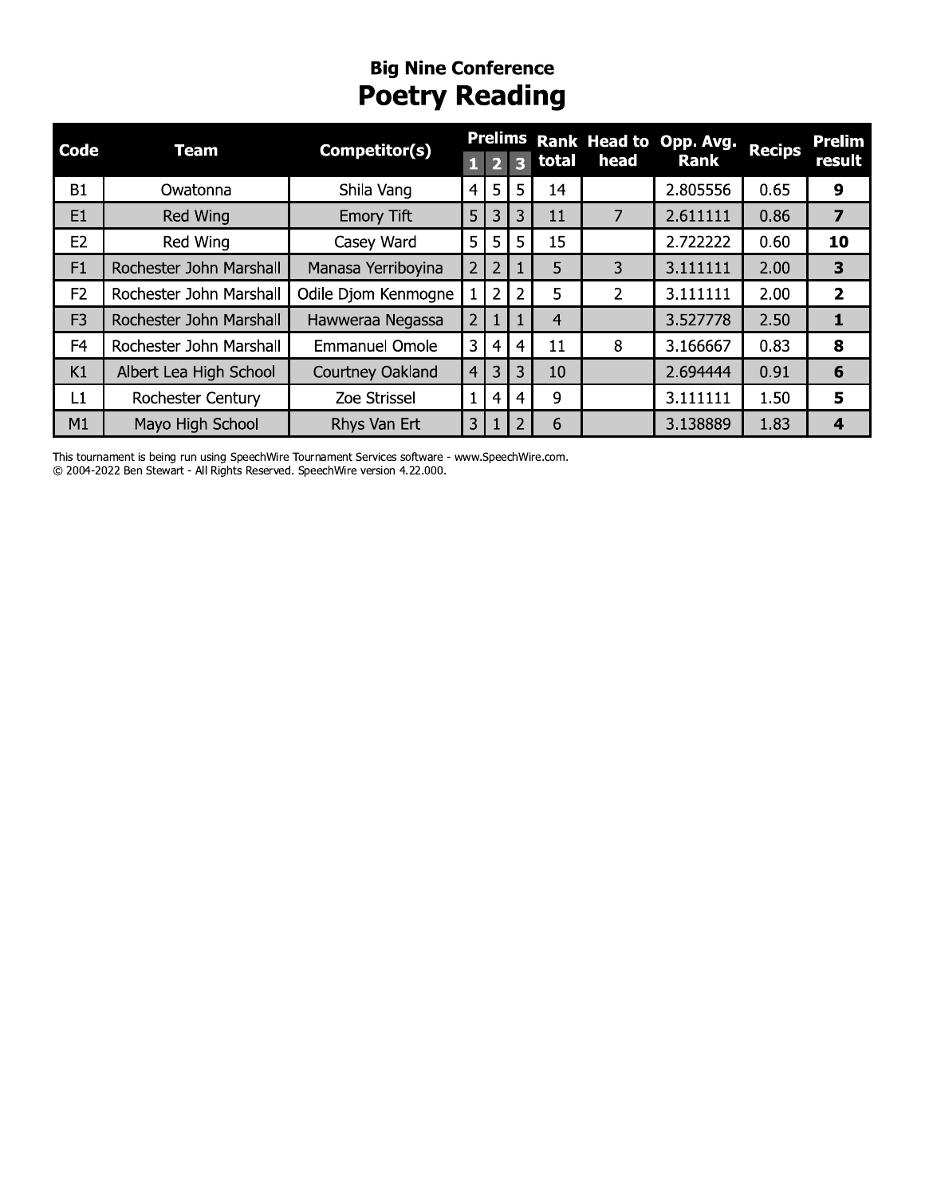## Big Nine Conference

# Poetry Reading

| Code | Team | Competitor(s) | Prelims 1 | Prelims 2 | Prelims 3 | Rank total | Head to head | Opp. Avg. Rank | Recips | Prelim result |
|---|---|---|---|---|---|---|---|---|---|---|
| B1 | Owatonna | Shila Vang | 4 | 5 | 5 | 14 | | 2.805556 | 0.65 | **9** |
| E1 | Red Wing | Emory Tift | 5 | 3 | 3 | 11 | 7 | 2.611111 | 0.86 | **7** |
| E2 | Red Wing | Casey Ward | 5 | 5 | 5 | 15 | | 2.722222 | 0.60 | **10** |
| F1 | Rochester John Marshall | Manasa Yerriboyina | 2 | 2 | 1 | 5 | 3 | 3.111111 | 2.00 | **3** |
| F2 | Rochester John Marshall | Odile Djom Kenmogne | 1 | 2 | 2 | 5 | 2 | 3.111111 | 2.00 | **2** |
| F3 | Rochester John Marshall | Hawweraa Negassa | 2 | 1 | 1 | 4 | | 3.527778 | 2.50 | **1** |
| F4 | Rochester John Marshall | Emmanuel Omole | 3 | 4 | 4 | 11 | 8 | 3.166667 | 0.83 | **8** |
| K1 | Albert Lea High School | Courtney Oakland | 4 | 3 | 3 | 10 | | 2.694444 | 0.91 | **6** |
| L1 | Rochester Century | Zoe Strissel | 1 | 4 | 4 | 9 | | 3.111111 | 1.50 | **5** |
| M1 | Mayo High School | Rhys Van Ert | 3 | 1 | 2 | 6 | | 3.138889 | 1.83 | **4** |

This tournament is being run using SpeechWire Tournament Services software - www.SpeechWire.com.
© 2004-2022 Ben Stewart - All Rights Reserved. SpeechWire version 4.22.000.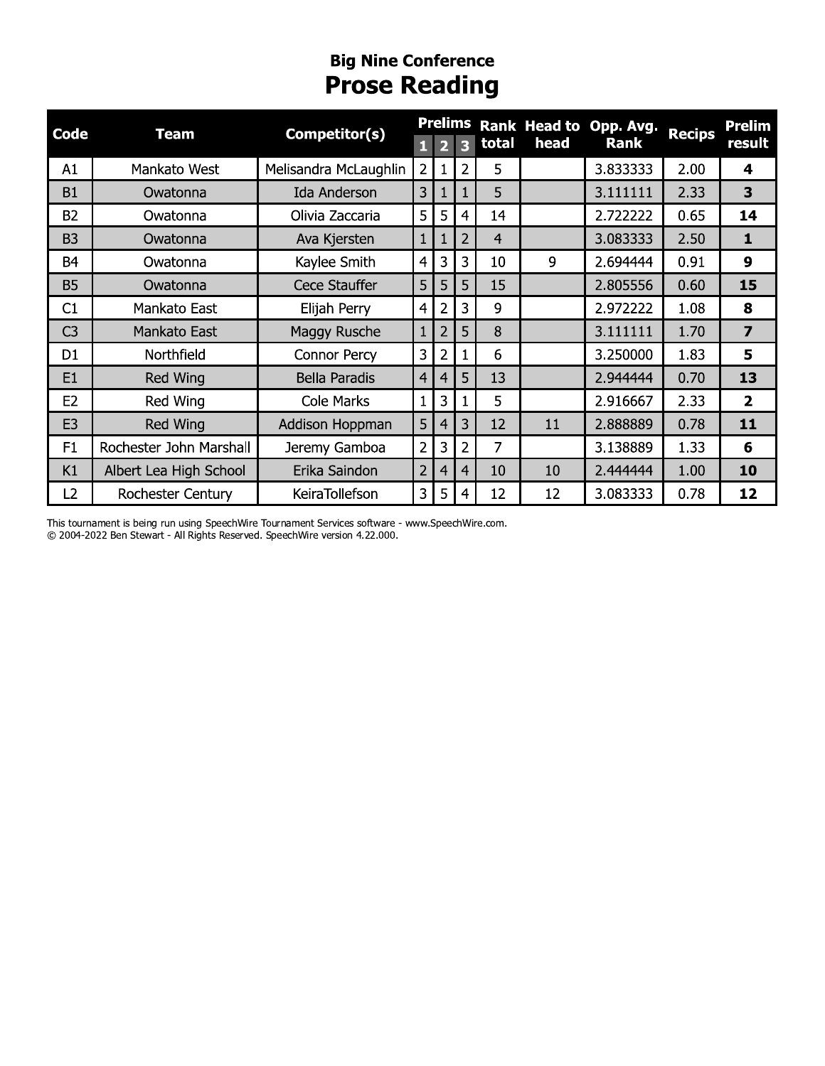## Big Nine Conference

# Prose Reading

| Code | Team | Competitor(s) | Prelims | | | Rank total | Head to head | Opp. Avg. Rank | Recips | Prelim result |
|---|---|---|---|---|---|---|---|---|---|---|
| | | | 1 | 2 | 3 | | | | | |
| A1 | Mankato West | Melisandra McLaughlin | 2 | 1 | 2 | 5 | | 3.833333 | 2.00 | **4** |
| B1 | Owatonna | Ida Anderson | 3 | 1 | 1 | 5 | | 3.111111 | 2.33 | **3** |
| B2 | Owatonna | Olivia Zaccaria | 5 | 5 | 4 | 14 | | 2.722222 | 0.65 | **14** |
| B3 | Owatonna | Ava Kjersten | 1 | 1 | 2 | 4 | | 3.083333 | 2.50 | **1** |
| B4 | Owatonna | Kaylee Smith | 4 | 3 | 3 | 10 | 9 | 2.694444 | 0.91 | **9** |
| B5 | Owatonna | Cece Stauffer | 5 | 5 | 5 | 15 | | 2.805556 | 0.60 | **15** |
| C1 | Mankato East | Elijah Perry | 4 | 2 | 3 | 9 | | 2.972222 | 1.08 | **8** |
| C3 | Mankato East | Maggy Rusche | 1 | 2 | 5 | 8 | | 3.111111 | 1.70 | **7** |
| D1 | Northfield | Connor Percy | 3 | 2 | 1 | 6 | | 3.250000 | 1.83 | **5** |
| E1 | Red Wing | Bella Paradis | 4 | 4 | 5 | 13 | | 2.944444 | 0.70 | **13** |
| E2 | Red Wing | Cole Marks | 1 | 3 | 1 | 5 | | 2.916667 | 2.33 | **2** |
| E3 | Red Wing | Addison Hoppman | 5 | 4 | 3 | 12 | 11 | 2.888889 | 0.78 | **11** |
| F1 | Rochester John Marshall | Jeremy Gamboa | 2 | 3 | 2 | 7 | | 3.138889 | 1.33 | **6** |
| K1 | Albert Lea High School | Erika Saindon | 2 | 4 | 4 | 10 | 10 | 2.444444 | 1.00 | **10** |
| L2 | Rochester Century | KeiraTollefson | 3 | 5 | 4 | 12 | 12 | 3.083333 | 0.78 | **12** |

This tournament is being run using SpeechWire Tournament Services software - www.SpeechWire.com.
© 2004-2022 Ben Stewart - All Rights Reserved. SpeechWire version 4.22.000.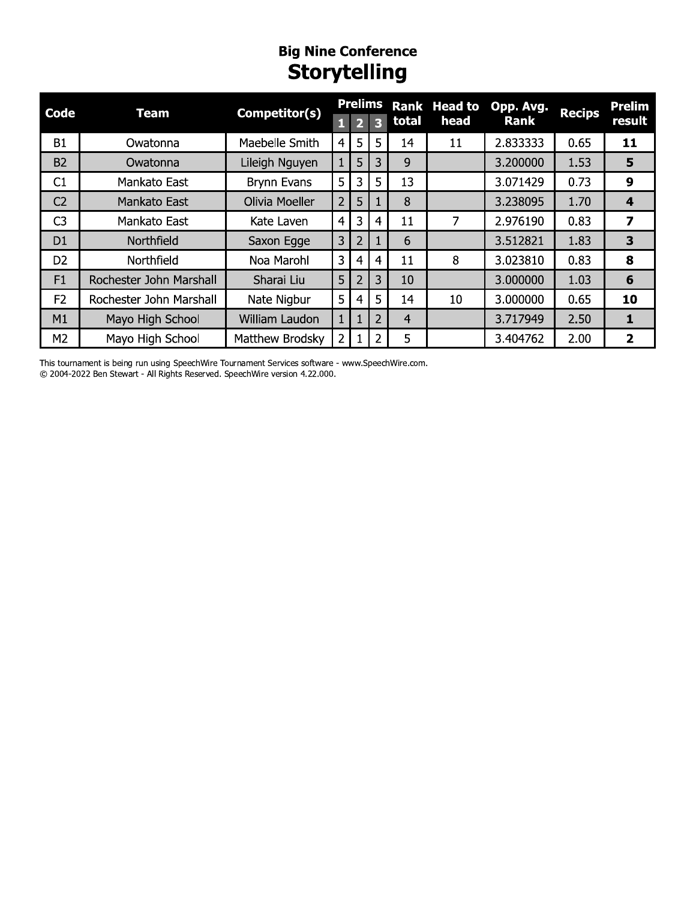# Big Nine Conference

## Storytelling

| Code | Team | Competitor(s) | Prelims | | | Rank total | Head to head | Opp. Avg. Rank | Recips | Prelim result |
|---|---|---|---|---|---|---|---|---|---|---|
| | | | 1 | 2 | 3 | | | | | |
| B1 | Owatonna | Maebelle Smith | 4 | 5 | 5 | 14 | 11 | 2.833333 | 0.65 | **11** |
| B2 | Owatonna | Lileigh Nguyen | 1 | 5 | 3 | 9 | | 3.200000 | 1.53 | **5** |
| C1 | Mankato East | Brynn Evans | 5 | 3 | 5 | 13 | | 3.071429 | 0.73 | **9** |
| C2 | Mankato East | Olivia Moeller | 2 | 5 | 1 | 8 | | 3.238095 | 1.70 | **4** |
| C3 | Mankato East | Kate Laven | 4 | 3 | 4 | 11 | 7 | 2.976190 | 0.83 | **7** |
| D1 | Northfield | Saxon Egge | 3 | 2 | 1 | 6 | | 3.512821 | 1.83 | **3** |
| D2 | Northfield | Noa Marohl | 3 | 4 | 4 | 11 | 8 | 3.023810 | 0.83 | **8** |
| F1 | Rochester John Marshall | Sharai Liu | 5 | 2 | 3 | 10 | | 3.000000 | 1.03 | **6** |
| F2 | Rochester John Marshall | Nate Nigbur | 5 | 4 | 5 | 14 | 10 | 3.000000 | 0.65 | **10** |
| M1 | Mayo High School | William Laudon | 1 | 1 | 2 | 4 | | 3.717949 | 2.50 | **1** |
| M2 | Mayo High School | Matthew Brodsky | 2 | 1 | 2 | 5 | | 3.404762 | 2.00 | **2** |

This tournament is being run using SpeechWire Tournament Services software - www.SpeechWire.com.
© 2004-2022 Ben Stewart - All Rights Reserved. SpeechWire version 4.22.000.